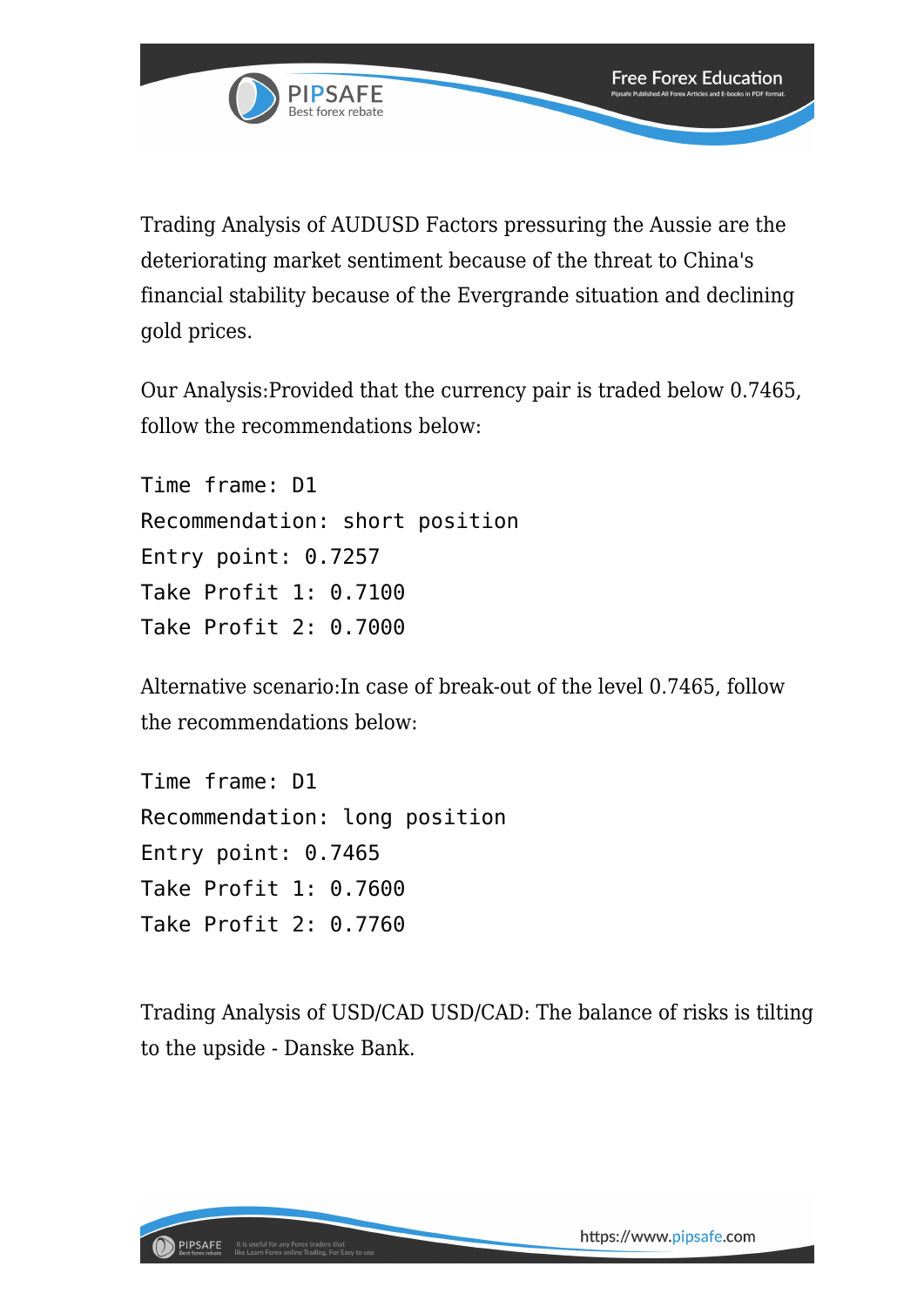Trading Analysis of AUDUSD Factors pressuring the Aussie are the deteriorating market sentiment because of the threat to China's financial stability because of the Evergrande situation and declining gold prices.

Our Analysis:Provided that the currency pair is traded below 0.7465, follow the recommendations below:

```
Time frame: D1
Recommendation: short position
Entry point: 0.7257
Take Profit 1: 0.7100
Take Profit 2: 0.7000
```

Alternative scenario:In case of break-out of the level 0.7465, follow the recommendations below:

```
Time frame: D1
Recommendation: long position
Entry point: 0.7465
Take Profit 1: 0.7600
Take Profit 2: 0.7760
```

Trading Analysis of USD/CAD USD/CAD: The balance of risks is tilting to the upside - Danske Bank.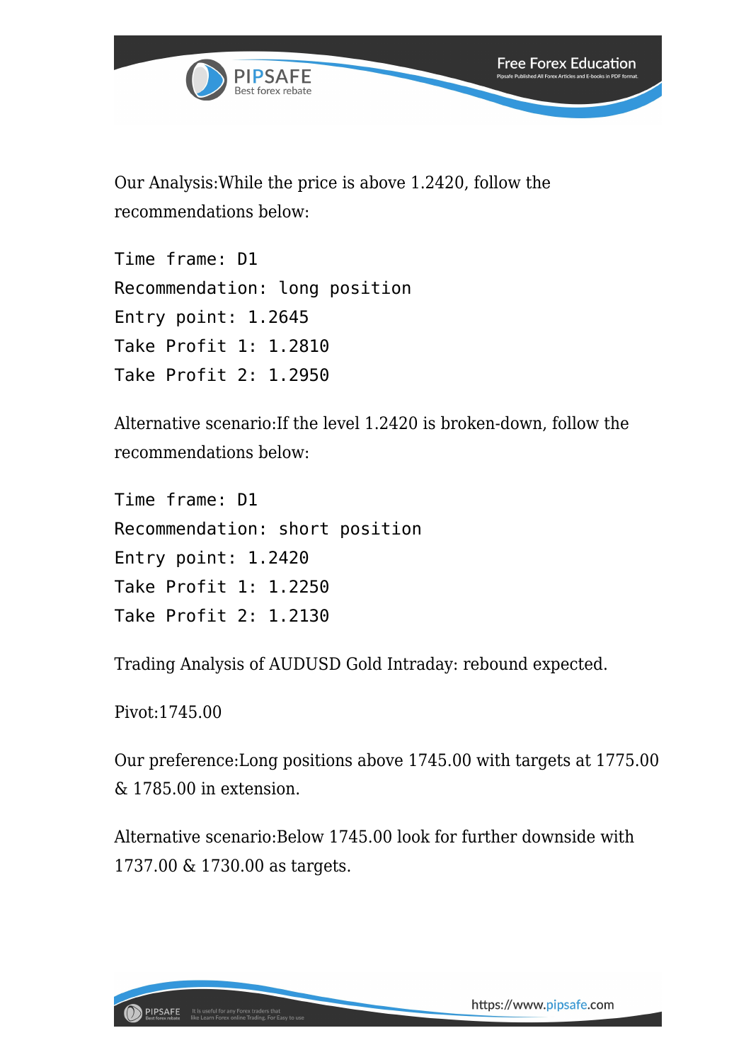Our Analysis:While the price is above 1.2420, follow the recommendations below:

```
Time frame: D1
Recommendation: long position
Entry point: 1.2645
Take Profit 1: 1.2810
Take Profit 2: 1.2950
```

Alternative scenario:If the level 1.2420 is broken-down, follow the recommendations below:

```
Time frame: D1
Recommendation: short position
Entry point: 1.2420
Take Profit 1: 1.2250
Take Profit 2: 1.2130
```

Trading Analysis of AUDUSD Gold Intraday: rebound expected.

Pivot:1745.00

Our preference:Long positions above 1745.00 with targets at 1775.00 & 1785.00 in extension.

Alternative scenario:Below 1745.00 look for further downside with 1737.00 & 1730.00 as targets.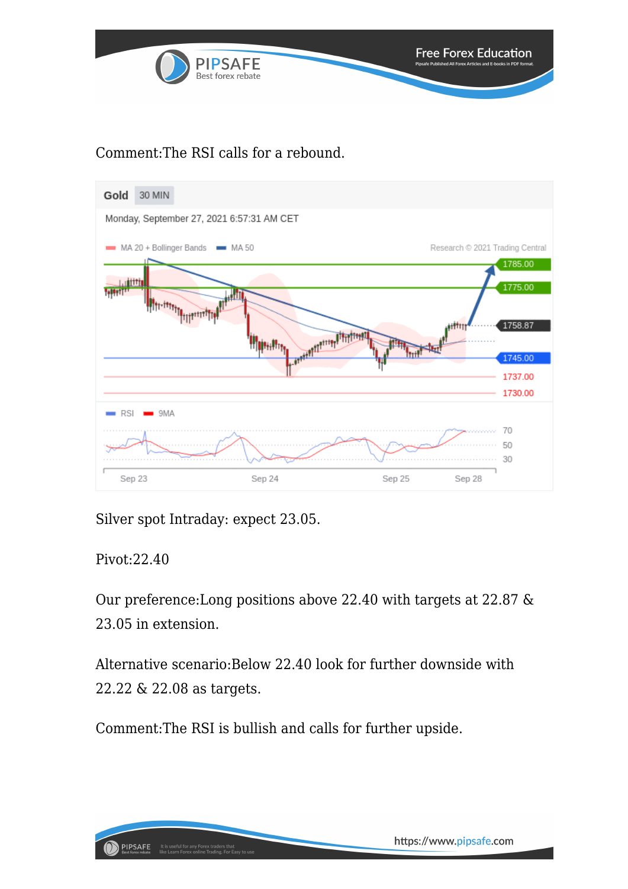Comment:The RSI calls for a rebound.

Silver spot Intraday: expect 23.05.

Pivot:22.40

Our preference:Long positions above 22.40 with targets at 22.87 & 23.05 in extension.

Alternative scenario:Below 22.40 look for further downside with 22.22 & 22.08 as targets.

Comment:The RSI is bullish and calls for further upside.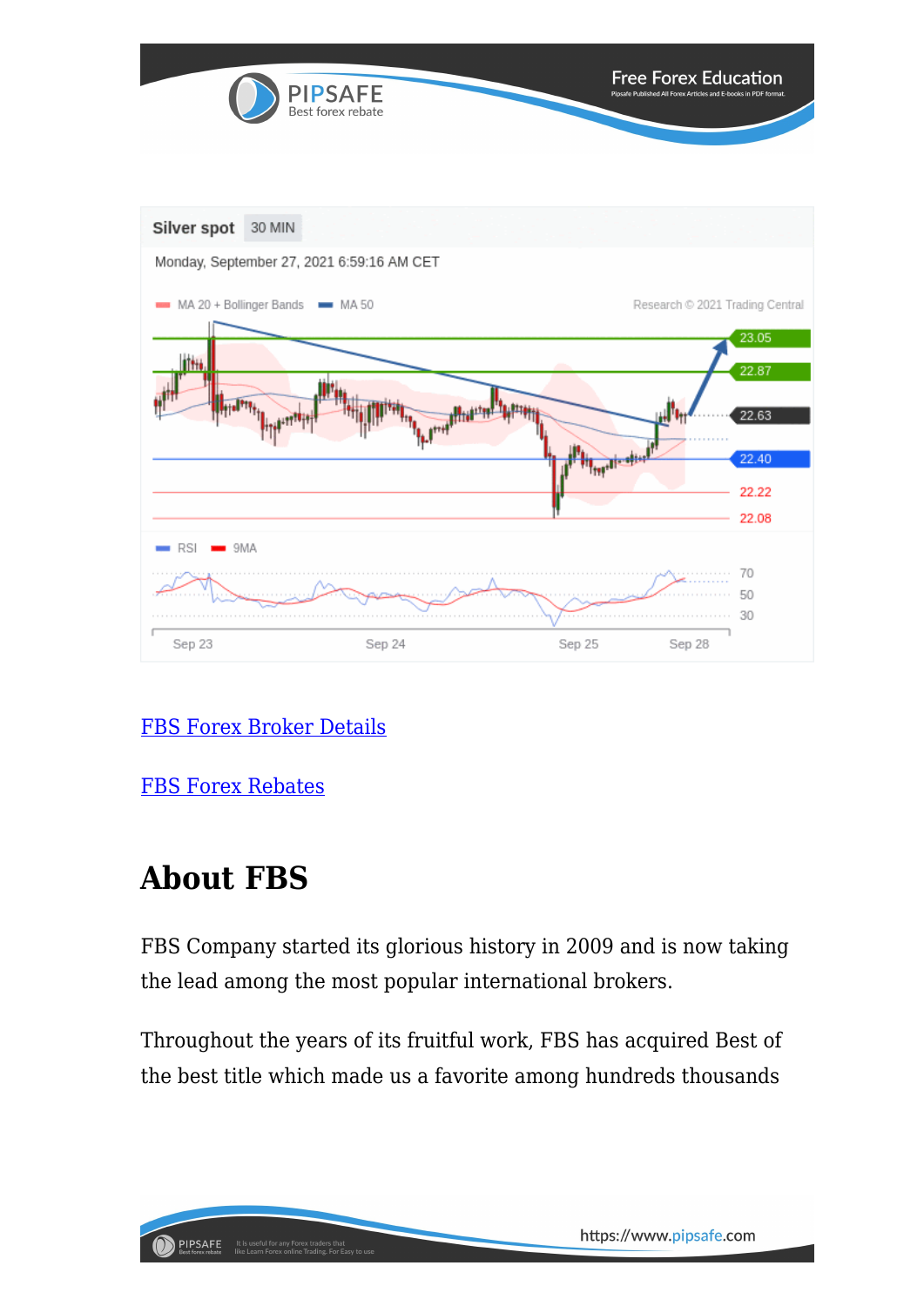Silver spot 30 MIN

Monday, September 27, 2021 6:59:16 AM CET

MA 20 + Bollinger Bands MA 50 Research © 2021 Trading Central

23.05
22.87
22.63
22.40
22.22
22.08

RSI 9MA

70
50
30

Sep 23 Sep 24 Sep 25 Sep 28

FBS Forex Broker Details

FBS Forex Rebates

## About FBS

FBS Company started its glorious history in 2009 and is now taking the lead among the most popular international brokers.

Throughout the years of its fruitful work, FBS has acquired Best of the best title which made us a favorite among hundreds thousands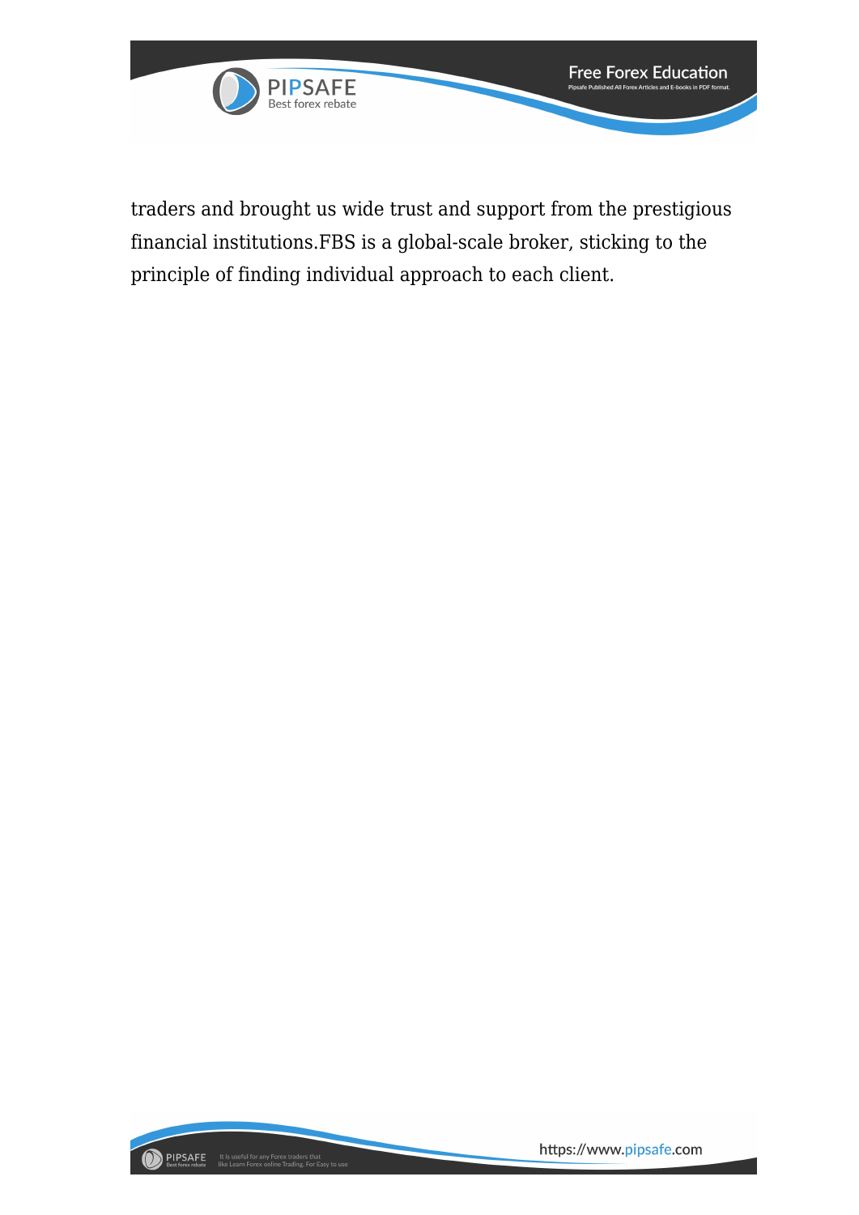traders and brought us wide trust and support from the prestigious financial institutions.FBS is a global-scale broker, sticking to the principle of finding individual approach to each client.